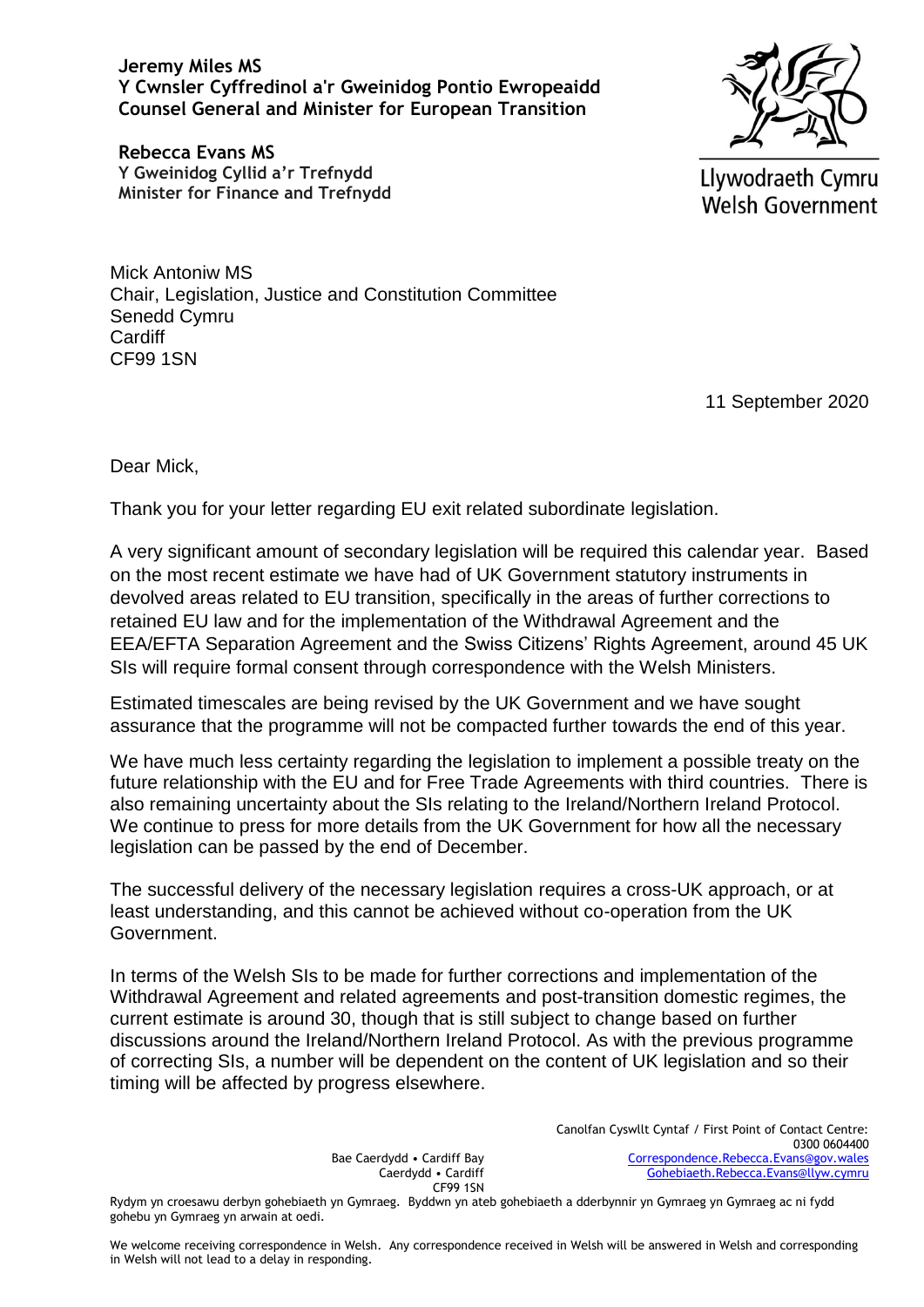**Jeremy Miles MS**
**Y Cwnsler Cyffredinol a'r Gweinidog Pontio Ewropeaidd**
**Counsel General and Minister for European Transition**

**Rebecca Evans MS**
**Y Gweinidog Cyllid a'r Trefnydd**
**Minister for Finance and Trefnydd**

Llywodraeth Cymru
Welsh Government

Mick Antoniw MS
Chair, Legislation, Justice and Constitution Committee
Senedd Cymru
Cardiff
CF99 1SN

11 September 2020

Dear Mick,

Thank you for your letter regarding EU exit related subordinate legislation.

A very significant amount of secondary legislation will be required this calendar year. Based on the most recent estimate we have had of UK Government statutory instruments in devolved areas related to EU transition, specifically in the areas of further corrections to retained EU law and for the implementation of the Withdrawal Agreement and the EEA/EFTA Separation Agreement and the Swiss Citizens' Rights Agreement, around 45 UK SIs will require formal consent through correspondence with the Welsh Ministers.

Estimated timescales are being revised by the UK Government and we have sought assurance that the programme will not be compacted further towards the end of this year.

We have much less certainty regarding the legislation to implement a possible treaty on the future relationship with the EU and for Free Trade Agreements with third countries. There is also remaining uncertainty about the SIs relating to the Ireland/Northern Ireland Protocol. We continue to press for more details from the UK Government for how all the necessary legislation can be passed by the end of December.

The successful delivery of the necessary legislation requires a cross-UK approach, or at least understanding, and this cannot be achieved without co-operation from the UK Government.

In terms of the Welsh SIs to be made for further corrections and implementation of the Withdrawal Agreement and related agreements and post-transition domestic regimes, the current estimate is around 30, though that is still subject to change based on further discussions around the Ireland/Northern Ireland Protocol. As with the previous programme of correcting SIs, a number will be dependent on the content of UK legislation and so their timing will be affected by progress elsewhere.

Bae Caerdydd • Cardiff Bay
Caerdydd • Cardiff
CF99 1SN

Canolfan Cyswllt Cyntaf / First Point of Contact Centre:
0300 0604400
Correspondence.Rebecca.Evans@gov.wales
Gohebiaeth.Rebecca.Evans@llyw.cymru

Rydym yn croesawu derbyn gohebiaeth yn Gymraeg. Byddwn yn ateb gohebiaeth a dderbynnir yn Gymraeg yn Gymraeg ac ni fydd gohebu yn Gymraeg yn arwain at oedi.

We welcome receiving correspondence in Welsh. Any correspondence received in Welsh will be answered in Welsh and corresponding in Welsh will not lead to a delay in responding.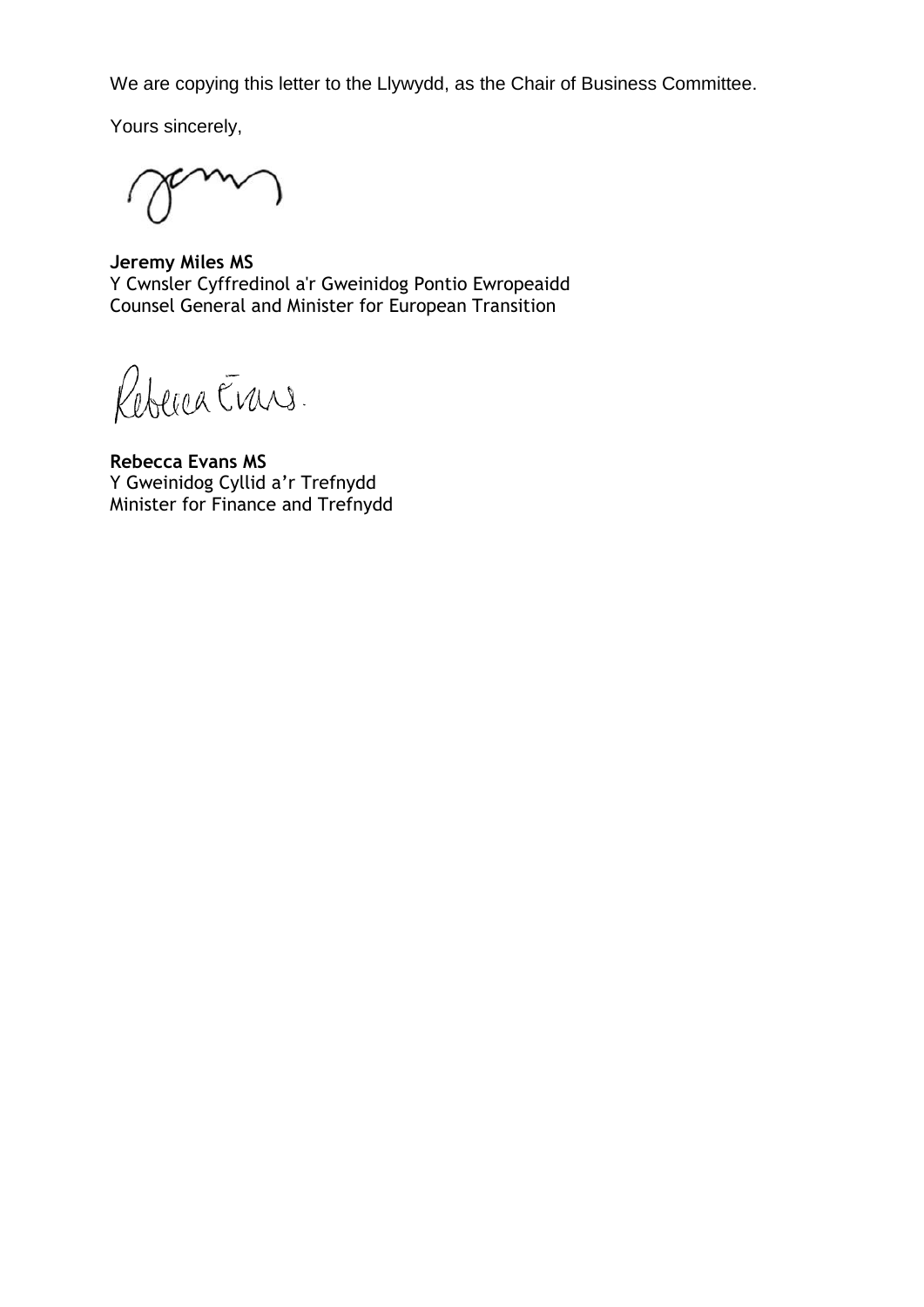We are copying this letter to the Llywydd, as the Chair of Business Committee.

Yours sincerely,

**Jeremy Miles MS**
Y Cwnsler Cyffredinol a'r Gweinidog Pontio Ewropeaidd
Counsel General and Minister for European Transition

**Rebecca Evans MS**
Y Gweinidog Cyllid a'r Trefnydd
Minister for Finance and Trefnydd